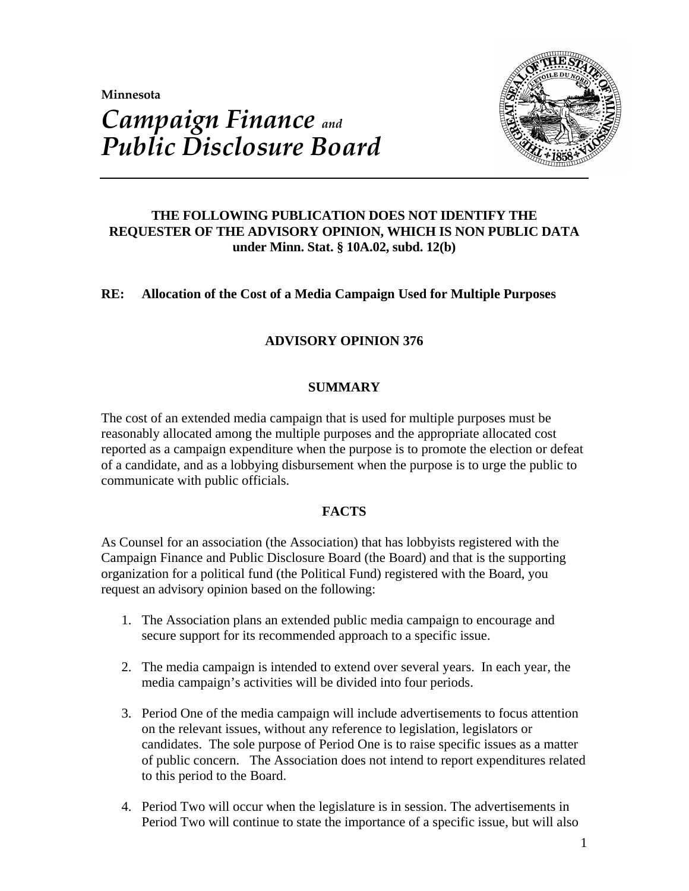Minnesota

# *Campaign Finance and Public Disclosure Board*

**THE FOLLOWING PUBLICATION DOES NOT IDENTIFY THE REQUESTER OF THE ADVISORY OPINION, WHICH IS NON PUBLIC DATA under Minn. Stat. § 10A.02, subd. 12(b)**

**RE: Allocation of the Cost of a Media Campaign Used for Multiple Purposes**

## ADVISORY OPINION 376

### SUMMARY

The cost of an extended media campaign that is used for multiple purposes must be reasonably allocated among the multiple purposes and the appropriate allocated cost reported as a campaign expenditure when the purpose is to promote the election or defeat of a candidate, and as a lobbying disbursement when the purpose is to urge the public to communicate with public officials.

### FACTS

As Counsel for an association (the Association) that has lobbyists registered with the Campaign Finance and Public Disclosure Board (the Board) and that is the supporting organization for a political fund (the Political Fund) registered with the Board, you request an advisory opinion based on the following:

1. The Association plans an extended public media campaign to encourage and secure support for its recommended approach to a specific issue.

2. The media campaign is intended to extend over several years. In each year, the media campaign's activities will be divided into four periods.

3. Period One of the media campaign will include advertisements to focus attention on the relevant issues, without any reference to legislation, legislators or candidates. The sole purpose of Period One is to raise specific issues as a matter of public concern. The Association does not intend to report expenditures related to this period to the Board.

4. Period Two will occur when the legislature is in session. The advertisements in Period Two will continue to state the importance of a specific issue, but will also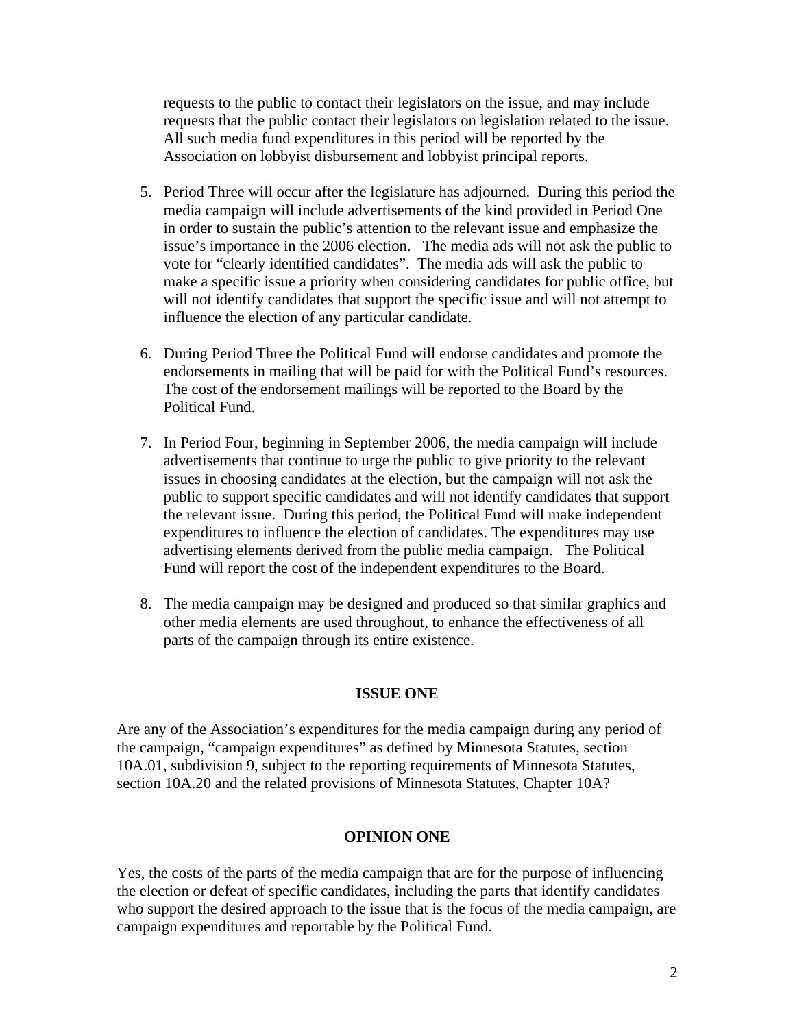requests to the public to contact their legislators on the issue, and may include requests that the public contact their legislators on legislation related to the issue. All such media fund expenditures in this period will be reported by the Association on lobbyist disbursement and lobbyist principal reports.

5. Period Three will occur after the legislature has adjourned. During this period the media campaign will include advertisements of the kind provided in Period One in order to sustain the public's attention to the relevant issue and emphasize the issue's importance in the 2006 election. The media ads will not ask the public to vote for "clearly identified candidates". The media ads will ask the public to make a specific issue a priority when considering candidates for public office, but will not identify candidates that support the specific issue and will not attempt to influence the election of any particular candidate.

6. During Period Three the Political Fund will endorse candidates and promote the endorsements in mailing that will be paid for with the Political Fund's resources. The cost of the endorsement mailings will be reported to the Board by the Political Fund.

7. In Period Four, beginning in September 2006, the media campaign will include advertisements that continue to urge the public to give priority to the relevant issues in choosing candidates at the election, but the campaign will not ask the public to support specific candidates and will not identify candidates that support the relevant issue. During this period, the Political Fund will make independent expenditures to influence the election of candidates. The expenditures may use advertising elements derived from the public media campaign. The Political Fund will report the cost of the independent expenditures to the Board.

8. The media campaign may be designed and produced so that similar graphics and other media elements are used throughout, to enhance the effectiveness of all parts of the campaign through its entire existence.

## ISSUE ONE

Are any of the Association's expenditures for the media campaign during any period of the campaign, "campaign expenditures" as defined by Minnesota Statutes, section 10A.01, subdivision 9, subject to the reporting requirements of Minnesota Statutes, section 10A.20 and the related provisions of Minnesota Statutes, Chapter 10A?

## OPINION ONE

Yes, the costs of the parts of the media campaign that are for the purpose of influencing the election or defeat of specific candidates, including the parts that identify candidates who support the desired approach to the issue that is the focus of the media campaign, are campaign expenditures and reportable by the Political Fund.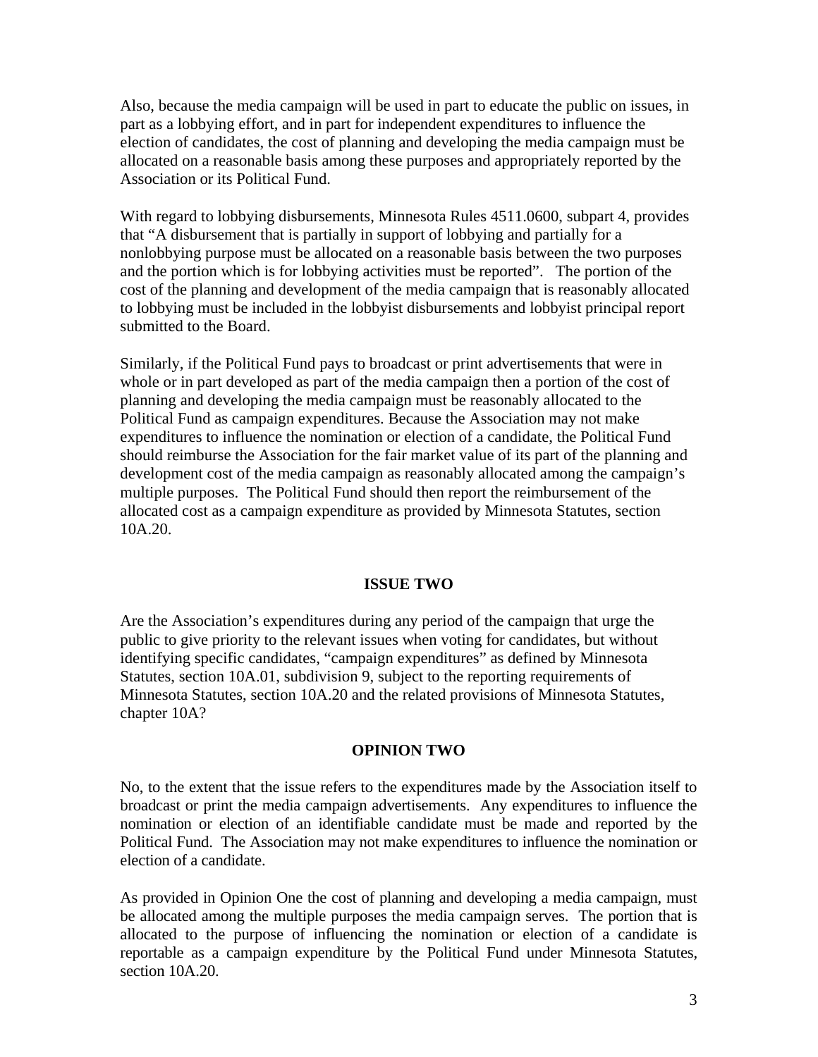Also, because the media campaign will be used in part to educate the public on issues, in part as a lobbying effort, and in part for independent expenditures to influence the election of candidates, the cost of planning and developing the media campaign must be allocated on a reasonable basis among these purposes and appropriately reported by the Association or its Political Fund.

With regard to lobbying disbursements, Minnesota Rules 4511.0600, subpart 4, provides that "A disbursement that is partially in support of lobbying and partially for a nonlobbying purpose must be allocated on a reasonable basis between the two purposes and the portion which is for lobbying activities must be reported". The portion of the cost of the planning and development of the media campaign that is reasonably allocated to lobbying must be included in the lobbyist disbursements and lobbyist principal report submitted to the Board.

Similarly, if the Political Fund pays to broadcast or print advertisements that were in whole or in part developed as part of the media campaign then a portion of the cost of planning and developing the media campaign must be reasonably allocated to the Political Fund as campaign expenditures. Because the Association may not make expenditures to influence the nomination or election of a candidate, the Political Fund should reimburse the Association for the fair market value of its part of the planning and development cost of the media campaign as reasonably allocated among the campaign's multiple purposes. The Political Fund should then report the reimbursement of the allocated cost as a campaign expenditure as provided by Minnesota Statutes, section 10A.20.

**ISSUE TWO**

Are the Association's expenditures during any period of the campaign that urge the public to give priority to the relevant issues when voting for candidates, but without identifying specific candidates, "campaign expenditures" as defined by Minnesota Statutes, section 10A.01, subdivision 9, subject to the reporting requirements of Minnesota Statutes, section 10A.20 and the related provisions of Minnesota Statutes, chapter 10A?

**OPINION TWO**

No, to the extent that the issue refers to the expenditures made by the Association itself to broadcast or print the media campaign advertisements. Any expenditures to influence the nomination or election of an identifiable candidate must be made and reported by the Political Fund. The Association may not make expenditures to influence the nomination or election of a candidate.

As provided in Opinion One the cost of planning and developing a media campaign, must be allocated among the multiple purposes the media campaign serves. The portion that is allocated to the purpose of influencing the nomination or election of a candidate is reportable as a campaign expenditure by the Political Fund under Minnesota Statutes, section 10A.20.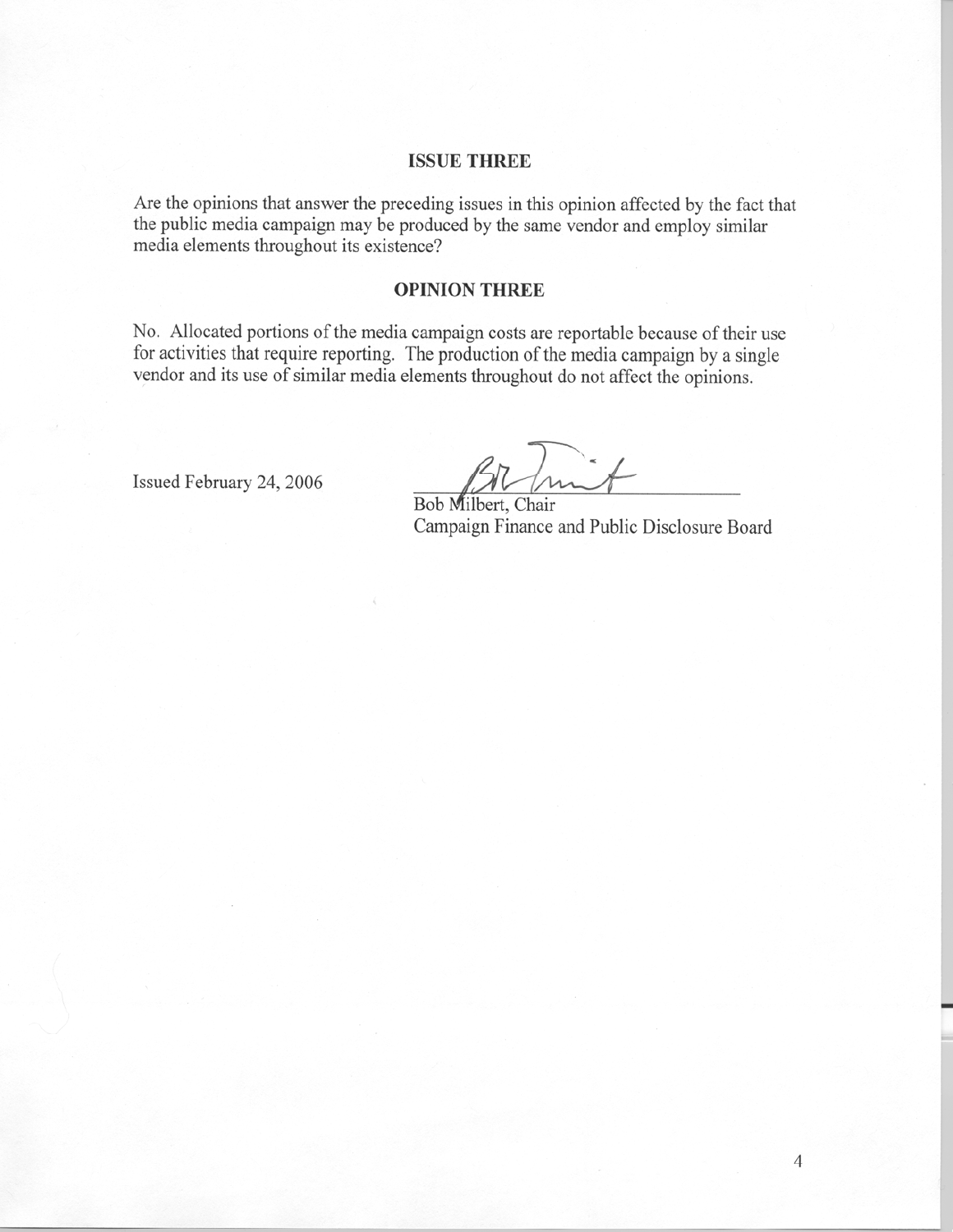## ISSUE THREE

Are the opinions that answer the preceding issues in this opinion affected by the fact that the public media campaign may be produced by the same vendor and employ similar media elements throughout its existence?

## OPINION THREE

No. Allocated portions of the media campaign costs are reportable because of their use for activities that require reporting. The production of the media campaign by a single vendor and its use of similar media elements throughout do not affect the opinions.

Issued February 24, 2006

Bob Milbert, Chair
Campaign Finance and Public Disclosure Board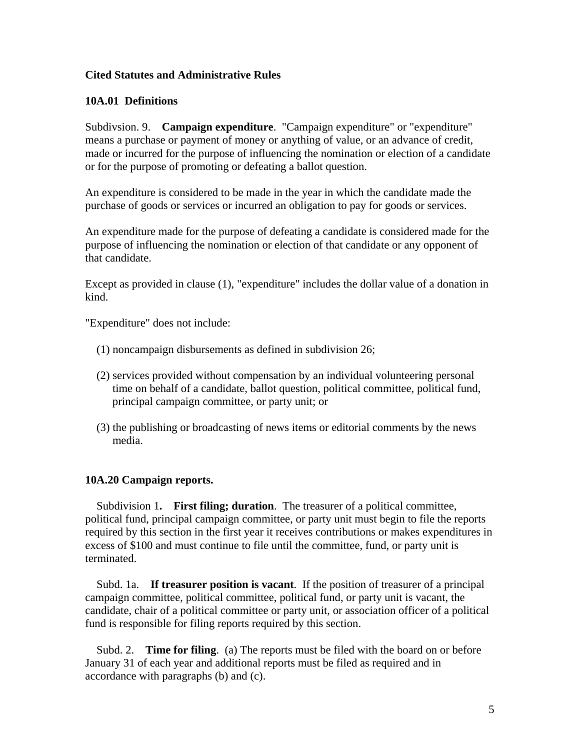**Cited Statutes and Administrative Rules**

**10A.01 Definitions**

Subdivsion. 9. **Campaign expenditure**. "Campaign expenditure" or "expenditure" means a purchase or payment of money or anything of value, or an advance of credit, made or incurred for the purpose of influencing the nomination or election of a candidate or for the purpose of promoting or defeating a ballot question.

An expenditure is considered to be made in the year in which the candidate made the purchase of goods or services or incurred an obligation to pay for goods or services.

An expenditure made for the purpose of defeating a candidate is considered made for the purpose of influencing the nomination or election of that candidate or any opponent of that candidate.

Except as provided in clause (1), "expenditure" includes the dollar value of a donation in kind.

"Expenditure" does not include:

(1) noncampaign disbursements as defined in subdivision 26;

(2) services provided without compensation by an individual volunteering personal time on behalf of a candidate, ballot question, political committee, political fund, principal campaign committee, or party unit; or

(3) the publishing or broadcasting of news items or editorial comments by the news media.

**10A.20 Campaign reports.**

Subdivision 1**. First filing; duration**. The treasurer of a political committee, political fund, principal campaign committee, or party unit must begin to file the reports required by this section in the first year it receives contributions or makes expenditures in excess of $100 and must continue to file until the committee, fund, or party unit is terminated.

Subd. 1a. **If treasurer position is vacant**. If the position of treasurer of a principal campaign committee, political committee, political fund, or party unit is vacant, the candidate, chair of a political committee or party unit, or association officer of a political fund is responsible for filing reports required by this section.

Subd. 2. **Time for filing**. (a) The reports must be filed with the board on or before January 31 of each year and additional reports must be filed as required and in accordance with paragraphs (b) and (c).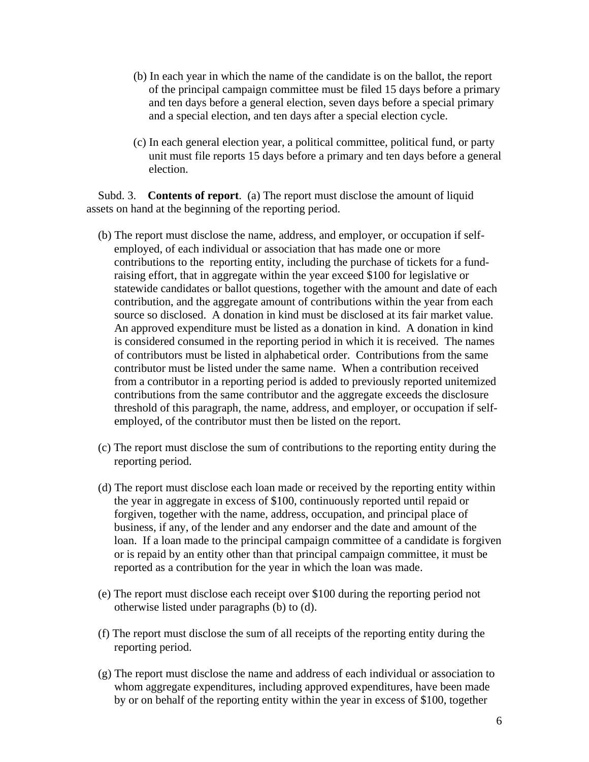(b) In each year in which the name of the candidate is on the ballot, the report of the principal campaign committee must be filed 15 days before a primary and ten days before a general election, seven days before a special primary and a special election, and ten days after a special election cycle.

(c) In each general election year, a political committee, political fund, or party unit must file reports 15 days before a primary and ten days before a general election.

Subd. 3. **Contents of report**. (a) The report must disclose the amount of liquid assets on hand at the beginning of the reporting period.

(b) The report must disclose the name, address, and employer, or occupation if self-employed, of each individual or association that has made one or more contributions to the reporting entity, including the purchase of tickets for a fund-raising effort, that in aggregate within the year exceed $100 for legislative or statewide candidates or ballot questions, together with the amount and date of each contribution, and the aggregate amount of contributions within the year from each source so disclosed. A donation in kind must be disclosed at its fair market value. An approved expenditure must be listed as a donation in kind. A donation in kind is considered consumed in the reporting period in which it is received. The names of contributors must be listed in alphabetical order. Contributions from the same contributor must be listed under the same name. When a contribution received from a contributor in a reporting period is added to previously reported unitemized contributions from the same contributor and the aggregate exceeds the disclosure threshold of this paragraph, the name, address, and employer, or occupation if self-employed, of the contributor must then be listed on the report.

(c) The report must disclose the sum of contributions to the reporting entity during the reporting period.

(d) The report must disclose each loan made or received by the reporting entity within the year in aggregate in excess of $100, continuously reported until repaid or forgiven, together with the name, address, occupation, and principal place of business, if any, of the lender and any endorser and the date and amount of the loan. If a loan made to the principal campaign committee of a candidate is forgiven or is repaid by an entity other than that principal campaign committee, it must be reported as a contribution for the year in which the loan was made.

(e) The report must disclose each receipt over $100 during the reporting period not otherwise listed under paragraphs (b) to (d).

(f) The report must disclose the sum of all receipts of the reporting entity during the reporting period.

(g) The report must disclose the name and address of each individual or association to whom aggregate expenditures, including approved expenditures, have been made by or on behalf of the reporting entity within the year in excess of $100, together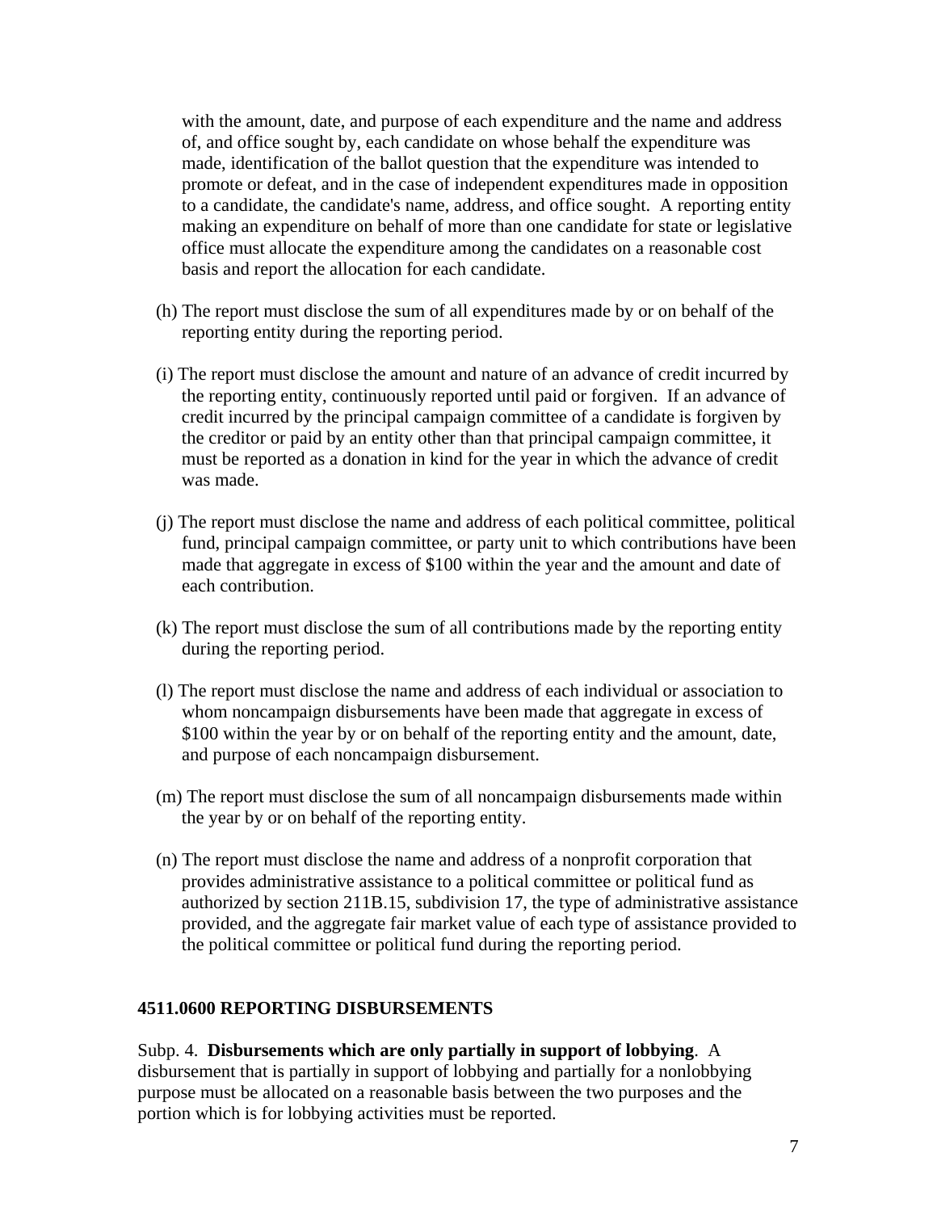with the amount, date, and purpose of each expenditure and the name and address of, and office sought by, each candidate on whose behalf the expenditure was made, identification of the ballot question that the expenditure was intended to promote or defeat, and in the case of independent expenditures made in opposition to a candidate, the candidate's name, address, and office sought. A reporting entity making an expenditure on behalf of more than one candidate for state or legislative office must allocate the expenditure among the candidates on a reasonable cost basis and report the allocation for each candidate.

(h) The report must disclose the sum of all expenditures made by or on behalf of the reporting entity during the reporting period.

(i) The report must disclose the amount and nature of an advance of credit incurred by the reporting entity, continuously reported until paid or forgiven. If an advance of credit incurred by the principal campaign committee of a candidate is forgiven by the creditor or paid by an entity other than that principal campaign committee, it must be reported as a donation in kind for the year in which the advance of credit was made.

(j) The report must disclose the name and address of each political committee, political fund, principal campaign committee, or party unit to which contributions have been made that aggregate in excess of $100 within the year and the amount and date of each contribution.

(k) The report must disclose the sum of all contributions made by the reporting entity during the reporting period.

(l) The report must disclose the name and address of each individual or association to whom noncampaign disbursements have been made that aggregate in excess of $100 within the year by or on behalf of the reporting entity and the amount, date, and purpose of each noncampaign disbursement.

(m) The report must disclose the sum of all noncampaign disbursements made within the year by or on behalf of the reporting entity.

(n) The report must disclose the name and address of a nonprofit corporation that provides administrative assistance to a political committee or political fund as authorized by section 211B.15, subdivision 17, the type of administrative assistance provided, and the aggregate fair market value of each type of assistance provided to the political committee or political fund during the reporting period.

**4511.0600 REPORTING DISBURSEMENTS**

Subp. 4. **Disbursements which are only partially in support of lobbying**. A disbursement that is partially in support of lobbying and partially for a nonlobbying purpose must be allocated on a reasonable basis between the two purposes and the portion which is for lobbying activities must be reported.